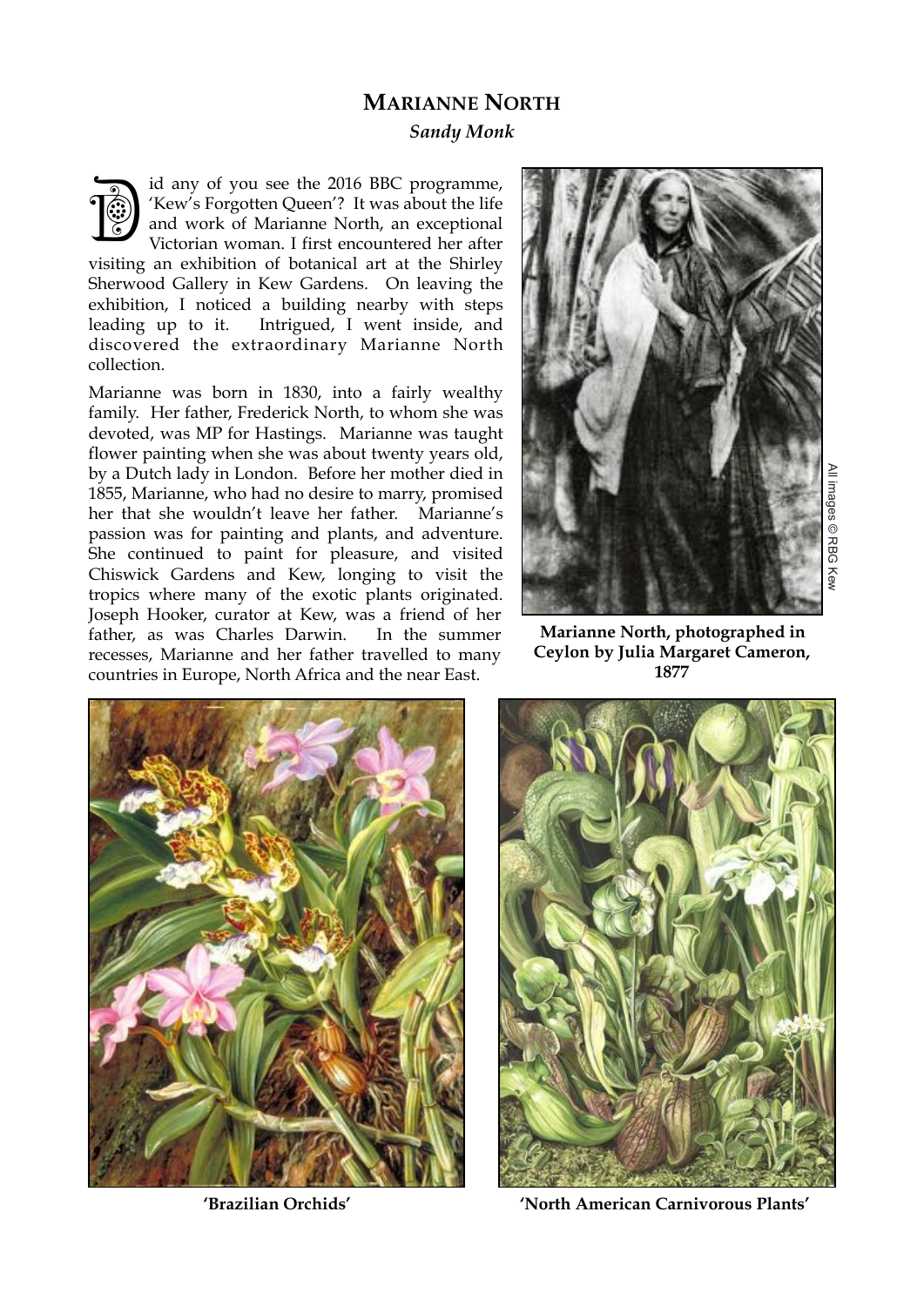# MARIANNE NORTH

***Sandy Monk***

Did any of you see the 2016 BBC programme, 'Kew's Forgotten Queen'? It was about the life and work of Marianne North, an exceptional Victorian woman. I first encountered her after visiting an exhibition of botanical art at the Shirley Sherwood Gallery in Kew Gardens. On leaving the exhibition, I noticed a building nearby with steps leading up to it. Intrigued, I went inside, and discovered the extraordinary Marianne North collection.

Marianne was born in 1830, into a fairly wealthy family. Her father, Frederick North, to whom she was devoted, was MP for Hastings. Marianne was taught flower painting when she was about twenty years old, by a Dutch lady in London. Before her mother died in 1855, Marianne, who had no desire to marry, promised her that she wouldn't leave her father. Marianne's passion was for painting and plants, and adventure. She continued to paint for pleasure, and visited Chiswick Gardens and Kew, longing to visit the tropics where many of the exotic plants originated. Joseph Hooker, curator at Kew, was a friend of her father, as was Charles Darwin. In the summer recesses, Marianne and her father travelled to many countries in Europe, North Africa and the near East.

All images © RBG Kew

**Marianne North, photographed in Ceylon by Julia Margaret Cameron, 1877**

**'Brazilian Orchids'**

**'North American Carnivorous Plants'**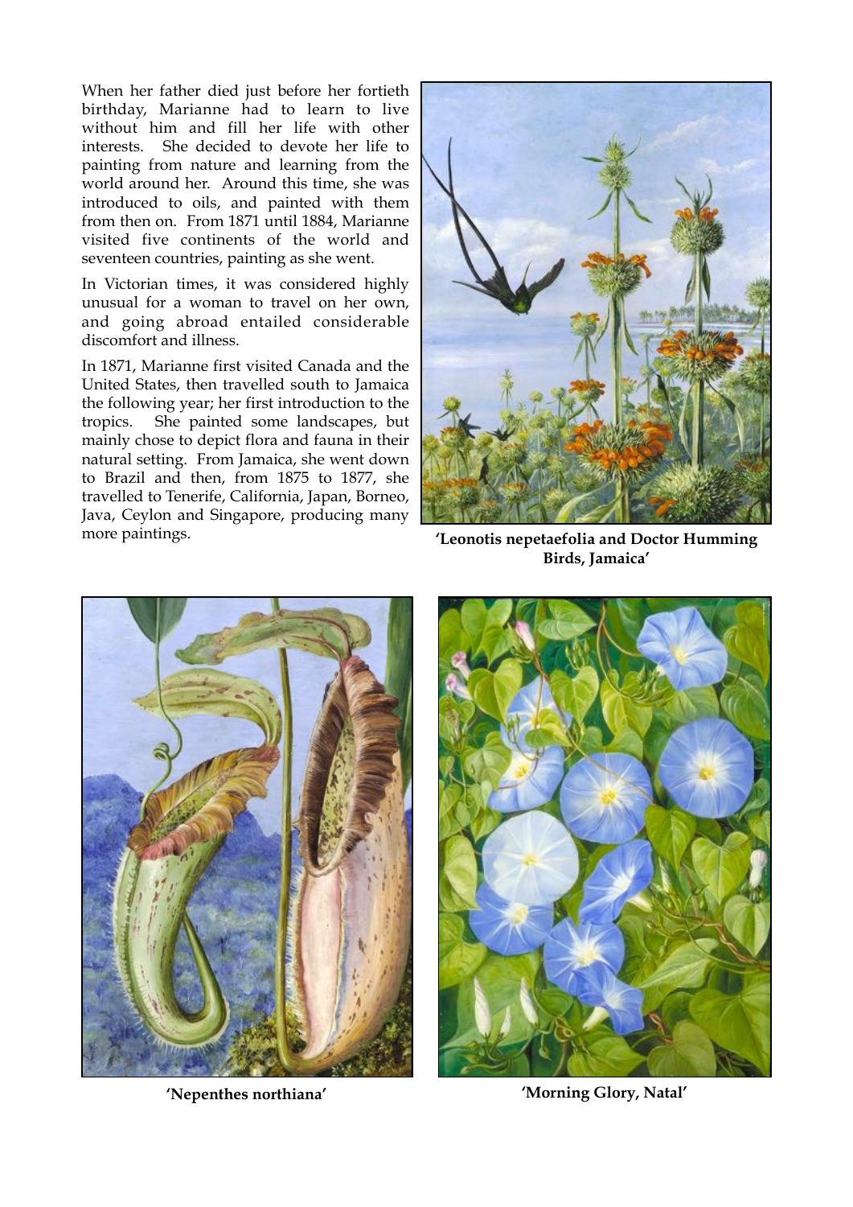When her father died just before her fortieth birthday, Marianne had to learn to live without him and fill her life with other interests. She decided to devote her life to painting from nature and learning from the world around her. Around this time, she was introduced to oils, and painted with them from then on. From 1871 until 1884, Marianne visited five continents of the world and seventeen countries, painting as she went.

In Victorian times, it was considered highly unusual for a woman to travel on her own, and going abroad entailed considerable discomfort and illness.

In 1871, Marianne first visited Canada and the United States, then travelled south to Jamaica the following year; her first introduction to the tropics. She painted some landscapes, but mainly chose to depict flora and fauna in their natural setting. From Jamaica, she went down to Brazil and then, from 1875 to 1877, she travelled to Tenerife, California, Japan, Borneo, Java, Ceylon and Singapore, producing many more paintings.

**'Leonotis nepetaefolia and Doctor Humming Birds, Jamaica'**

**'Nepenthes northiana'**

**'Morning Glory, Natal'**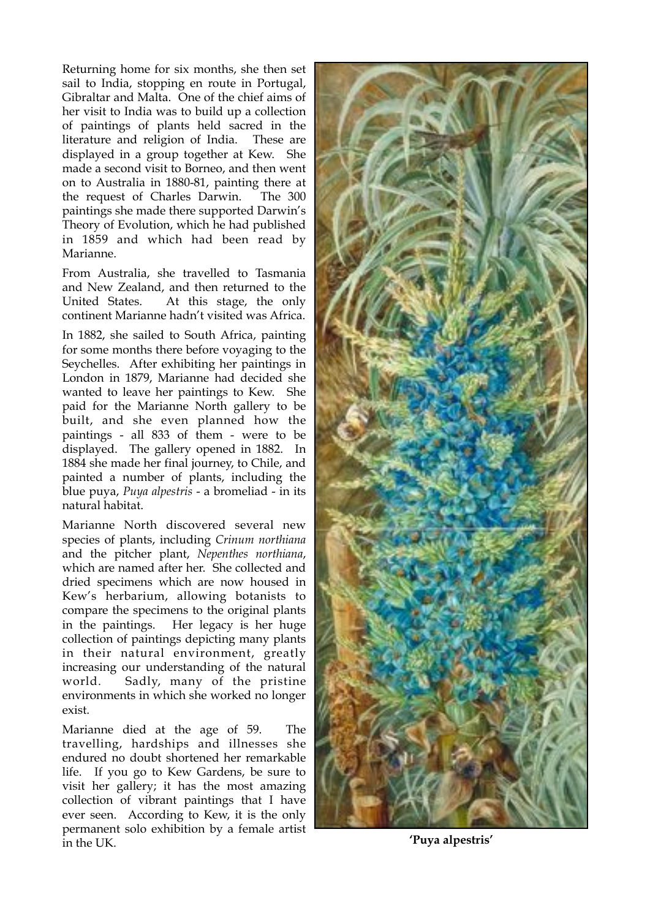Returning home for six months, she then set sail to India, stopping en route in Portugal, Gibraltar and Malta. One of the chief aims of her visit to India was to build up a collection of paintings of plants held sacred in the literature and religion of India. These are displayed in a group together at Kew. She made a second visit to Borneo, and then went on to Australia in 1880-81, painting there at the request of Charles Darwin. The 300 paintings she made there supported Darwin's Theory of Evolution, which he had published in 1859 and which had been read by Marianne.

From Australia, she travelled to Tasmania and New Zealand, and then returned to the United States. At this stage, the only continent Marianne hadn't visited was Africa.

In 1882, she sailed to South Africa, painting for some months there before voyaging to the Seychelles. After exhibiting her paintings in London in 1879, Marianne had decided she wanted to leave her paintings to Kew. She paid for the Marianne North gallery to be built, and she even planned how the paintings - all 833 of them - were to be displayed. The gallery opened in 1882. In 1884 she made her final journey, to Chile, and painted a number of plants, including the blue puya, *Puya alpestris* - a bromeliad - in its natural habitat.

Marianne North discovered several new species of plants, including *Crinum northiana* and the pitcher plant, *Nepenthes northiana*, which are named after her. She collected and dried specimens which are now housed in Kew's herbarium, allowing botanists to compare the specimens to the original plants in the paintings. Her legacy is her huge collection of paintings depicting many plants in their natural environment, greatly increasing our understanding of the natural world. Sadly, many of the pristine environments in which she worked no longer exist.

Marianne died at the age of 59. The travelling, hardships and illnesses she endured no doubt shortened her remarkable life. If you go to Kew Gardens, be sure to visit her gallery; it has the most amazing collection of vibrant paintings that I have ever seen. According to Kew, it is the only permanent solo exhibition by a female artist in the UK.

**'Puya alpestris'**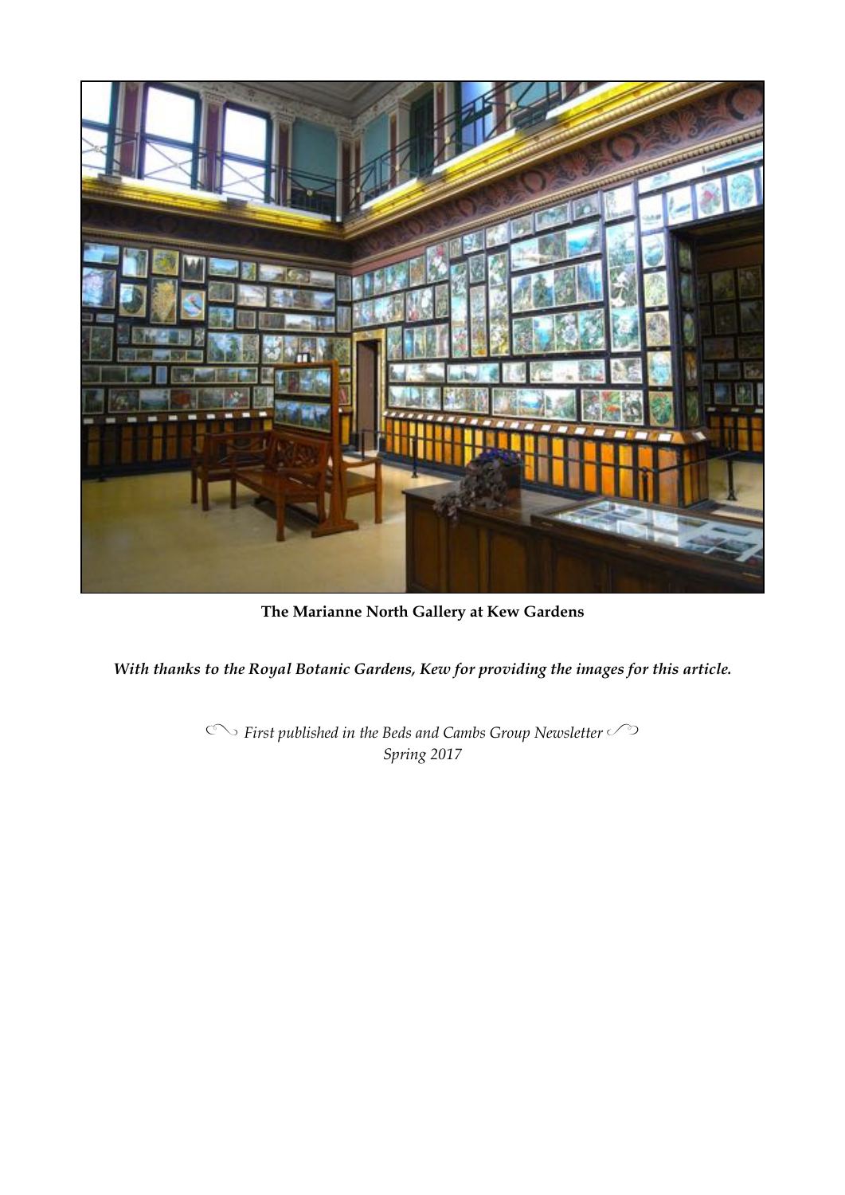**The Marianne North Gallery at Kew Gardens**

***With thanks to the Royal Botanic Gardens, Kew for providing the images for this article.***

*First published in the Beds and Cambs Group Newsletter*
*Spring 2017*